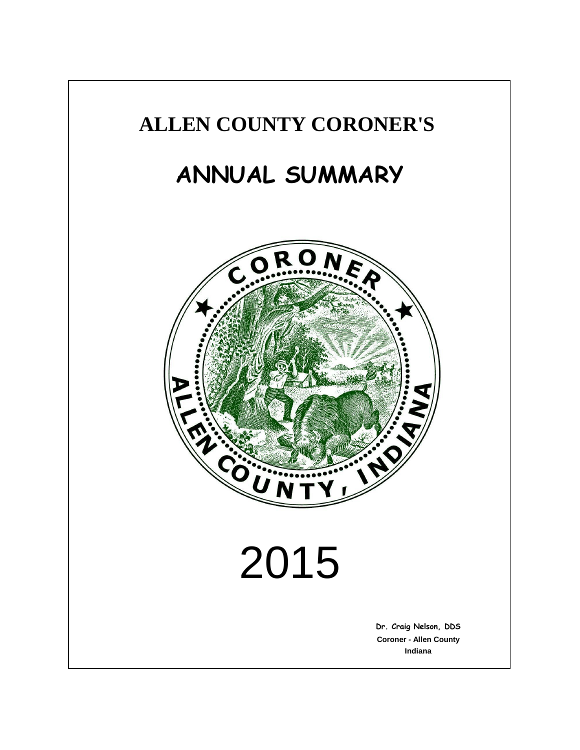# ALLEN COUNTY CORONER'S

## ANNUAL SUMMARY

2015

**Dr. Craig Nelson, DDS**
**Coroner - Allen County**
**Indiana**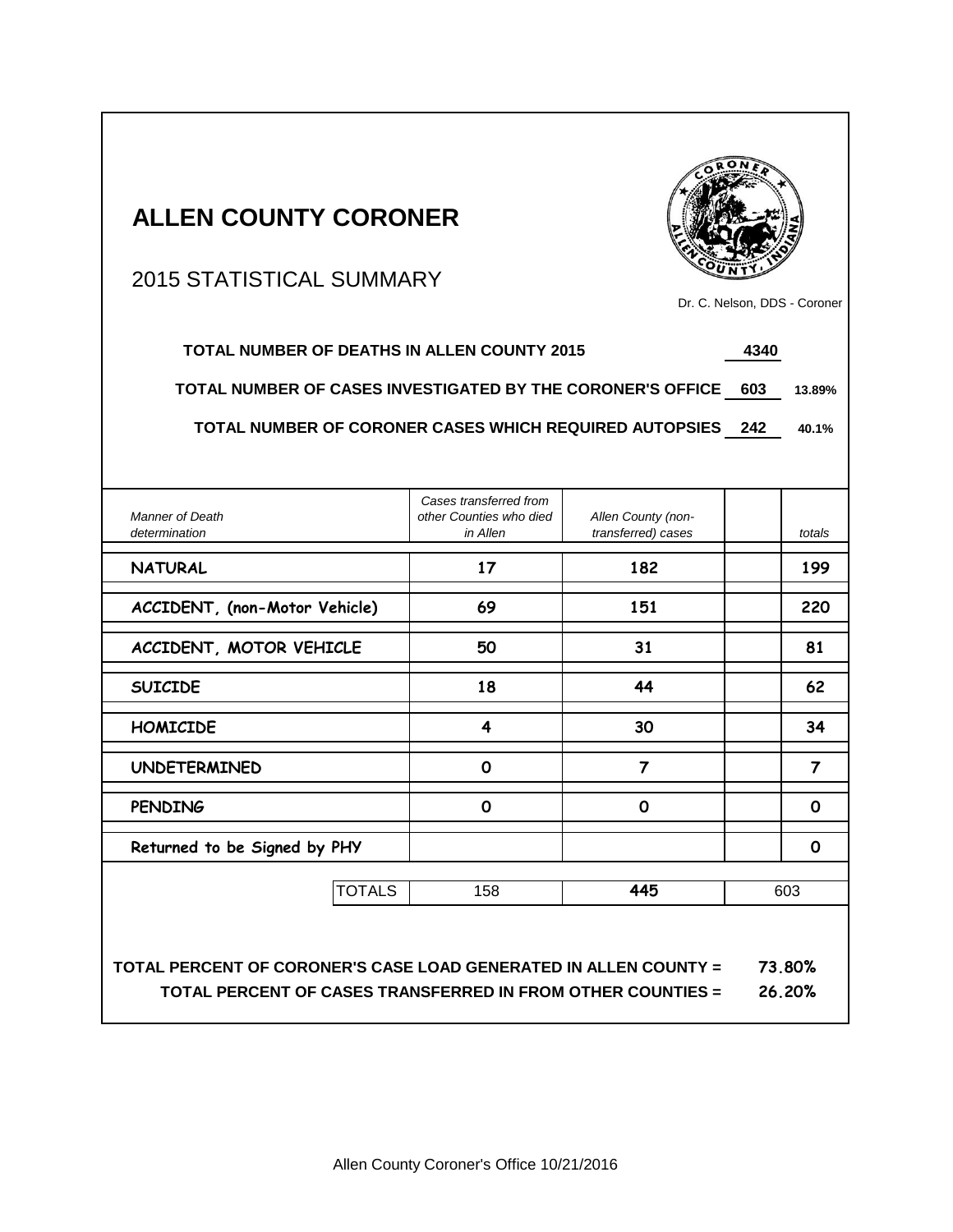# ALLEN COUNTY CORONER

## 2015 STATISTICAL SUMMARY

Dr. C. Nelson, DDS - Coroner

**TOTAL NUMBER OF DEATHS IN ALLEN COUNTY 2015** **4340**

**TOTAL NUMBER OF CASES INVESTIGATED BY THE CORONER'S OFFICE** **603** **13.89%**

**TOTAL NUMBER OF CORONER CASES WHICH REQUIRED AUTOPSIES** **242** **40.1%**

| *Manner of Death determination* | *Cases transferred from other Counties who died in Allen* | *Allen County (non-transferred) cases* | | *totals* |
|---|---|---|---|---|
| **NATURAL** | **17** | **182** | | **199** |
| **ACCIDENT, (non-Motor Vehicle)** | **69** | **151** | | **220** |
| **ACCIDENT, MOTOR VEHICLE** | **50** | **31** | | **81** |
| **SUICIDE** | **18** | **44** | | **62** |
| **HOMICIDE** | **4** | **30** | | **34** |
| **UNDETERMINED** | **0** | **7** | | **7** |
| **PENDING** | **0** | **0** | | **0** |
| **Returned to be Signed by PHY** | | | | **0** |
| TOTALS | 158 | **445** | | 603 |

**TOTAL PERCENT OF CORONER'S CASE LOAD GENERATED IN ALLEN COUNTY = 73.80%**

**TOTAL PERCENT OF CASES TRANSFERRED IN FROM OTHER COUNTIES = 26.20%**

Allen County Coroner's Office 10/21/2016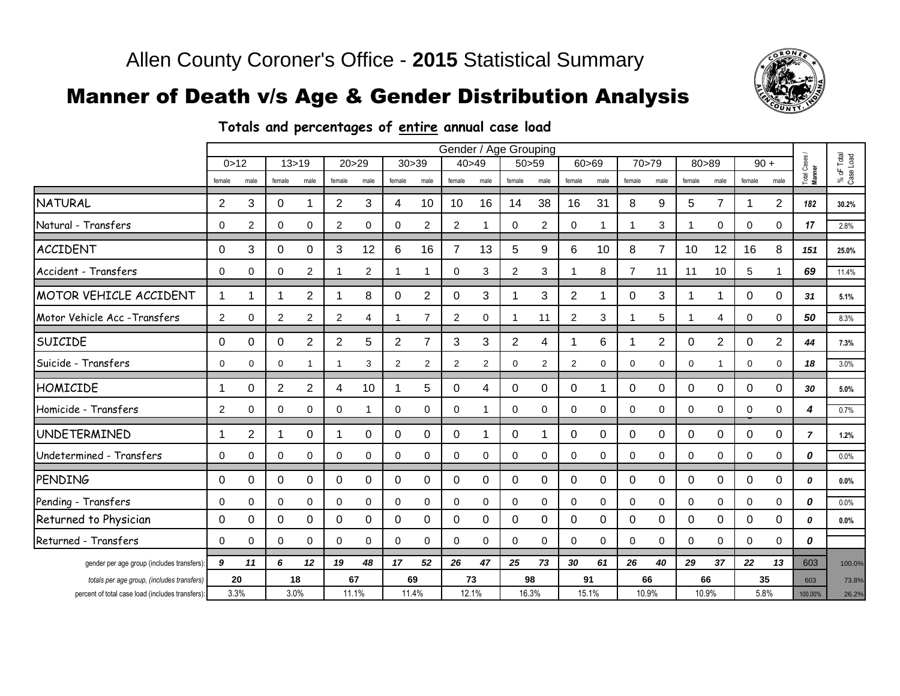# Allen County Coroner's Office - **2015** Statistical Summary

## Manner of Death v/s Age & Gender Distribution Analysis

**Totals and percentages of entire annual case load**

| | Gender / Age Grouping | | | | | | | | | | | | | | | | | | | | Total Cases / Manner | % oF Total Case Load |
|---|---|---|---|---|---|---|---|---|---|---|---|---|---|---|---|---|---|---|---|---|---|---|
| | 0>12 | | 13>19 | | 20>29 | | 30>39 | | 40>49 | | 50>59 | | 60>69 | | 70>79 | | 80>89 | | 90 + | | | |
| | female | male | female | male | female | male | female | male | female | male | female | male | female | male | female | male | female | male | female | male | | |
| NATURAL | 2 | 3 | 0 | 1 | 2 | 3 | 4 | 10 | 10 | 16 | 14 | 38 | 16 | 31 | 8 | 9 | 5 | 7 | 1 | 2 | 182 | 30.2% |
| Natural - Transfers | 0 | 2 | 0 | 0 | 2 | 0 | 0 | 2 | 2 | 1 | 0 | 2 | 0 | 1 | 1 | 3 | 1 | 0 | 0 | 0 | 17 | 2.8% |
| ACCIDENT | 0 | 3 | 0 | 0 | 3 | 12 | 6 | 16 | 7 | 13 | 5 | 9 | 6 | 10 | 8 | 7 | 10 | 12 | 16 | 8 | 151 | 25.0% |
| Accident - Transfers | 0 | 0 | 0 | 2 | 1 | 2 | 1 | 1 | 0 | 3 | 2 | 3 | 1 | 8 | 7 | 11 | 11 | 10 | 5 | 1 | 69 | 11.4% |
| MOTOR VEHICLE ACCIDENT | 1 | 1 | 1 | 2 | 1 | 8 | 0 | 2 | 0 | 3 | 1 | 3 | 2 | 1 | 0 | 3 | 1 | 1 | 0 | 0 | 31 | 5.1% |
| Motor Vehicle Acc -Transfers | 2 | 0 | 2 | 2 | 2 | 4 | 1 | 7 | 2 | 0 | 1 | 11 | 2 | 3 | 1 | 5 | 1 | 4 | 0 | 0 | 50 | 8.3% |
| SUICIDE | 0 | 0 | 0 | 2 | 2 | 5 | 2 | 7 | 3 | 3 | 2 | 4 | 1 | 6 | 1 | 2 | 0 | 2 | 0 | 2 | 44 | 7.3% |
| Suicide - Transfers | 0 | 0 | 0 | 1 | 1 | 3 | 2 | 2 | 2 | 2 | 0 | 2 | 2 | 0 | 0 | 0 | 0 | 1 | 0 | 0 | 18 | 3.0% |
| HOMICIDE | 1 | 0 | 2 | 2 | 4 | 10 | 1 | 5 | 0 | 4 | 0 | 0 | 0 | 1 | 0 | 0 | 0 | 0 | 0 | 0 | 30 | 5.0% |
| Homicide - Transfers | 2 | 0 | 0 | 0 | 0 | 1 | 0 | 0 | 0 | 1 | 0 | 0 | 0 | 0 | 0 | 0 | 0 | 0 | 0 | 0 | 4 | 0.7% |
| UNDETERMINED | 1 | 2 | 1 | 0 | 1 | 0 | 0 | 0 | 0 | 1 | 0 | 1 | 0 | 0 | 0 | 0 | 0 | 0 | 0 | 0 | 7 | 1.2% |
| Undetermined - Transfers | 0 | 0 | 0 | 0 | 0 | 0 | 0 | 0 | 0 | 0 | 0 | 0 | 0 | 0 | 0 | 0 | 0 | 0 | 0 | 0 | 0 | 0.0% |
| PENDING | 0 | 0 | 0 | 0 | 0 | 0 | 0 | 0 | 0 | 0 | 0 | 0 | 0 | 0 | 0 | 0 | 0 | 0 | 0 | 0 | 0 | 0.0% |
| Pending - Transfers | 0 | 0 | 0 | 0 | 0 | 0 | 0 | 0 | 0 | 0 | 0 | 0 | 0 | 0 | 0 | 0 | 0 | 0 | 0 | 0 | 0 | 0.0% |
| Returned to Physician | 0 | 0 | 0 | 0 | 0 | 0 | 0 | 0 | 0 | 0 | 0 | 0 | 0 | 0 | 0 | 0 | 0 | 0 | 0 | 0 | 0 | 0.0% |
| Returned - Transfers | 0 | 0 | 0 | 0 | 0 | 0 | 0 | 0 | 0 | 0 | 0 | 0 | 0 | 0 | 0 | 0 | 0 | 0 | 0 | 0 | 0 | |
| gender per age group (includes transfers): | 9 | 11 | 6 | 12 | 19 | 48 | 17 | 52 | 26 | 47 | 25 | 73 | 30 | 61 | 26 | 40 | 29 | 37 | 22 | 13 | 603 | 100.0% |
| totals per age group, (includes transfers) | 20 | | 18 | | 67 | | 69 | | 73 | | 98 | | 91 | | 66 | | 66 | | 35 | | 603 | 73.8% |
| percent of total case load (includes transfers): | 3.3% | | 3.0% | | 11.1% | | 11.4% | | 12.1% | | 16.3% | | 15.1% | | 10.9% | | 10.9% | | 5.8% | | 100.00% | 26.2% |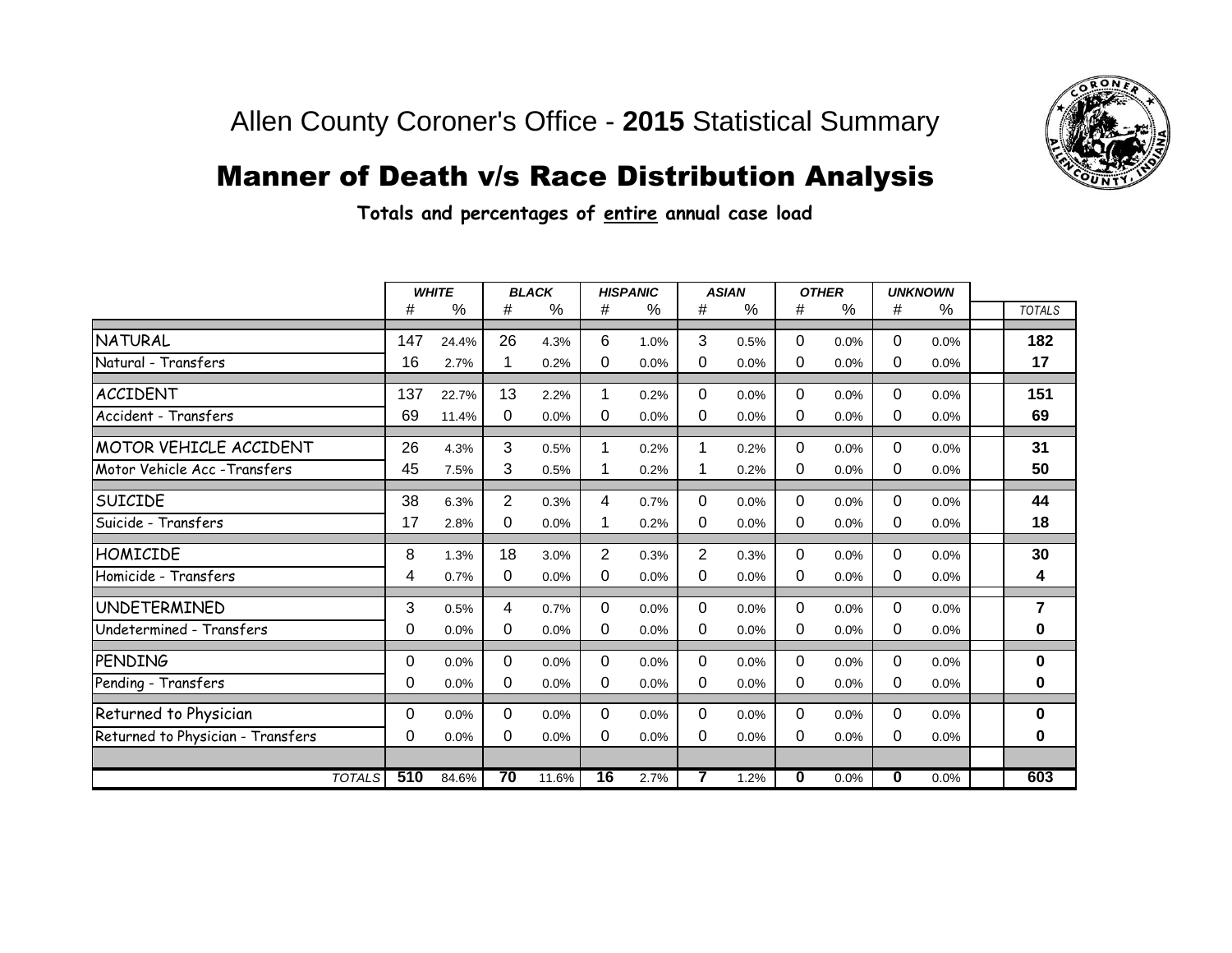# Allen County Coroner's Office - **2015** Statistical Summary

## Manner of Death v/s Race Distribution Analysis

**Totals and percentages of entire annual case load**

| | *WHITE* | | *BLACK* | | *HISPANIC* | | *ASIAN* | | *OTHER* | | *UNKNOWN* | | |
|---|---|---|---|---|---|---|---|---|---|---|---|---|---|
| | # | % | # | % | # | % | # | % | # | % | # | % | *TOTALS* |
| NATURAL | 147 | 24.4% | 26 | 4.3% | 6 | 1.0% | 3 | 0.5% | 0 | 0.0% | 0 | 0.0% | **182** |
| Natural - Transfers | 16 | 2.7% | 1 | 0.2% | 0 | 0.0% | 0 | 0.0% | 0 | 0.0% | 0 | 0.0% | **17** |
| ACCIDENT | 137 | 22.7% | 13 | 2.2% | 1 | 0.2% | 0 | 0.0% | 0 | 0.0% | 0 | 0.0% | **151** |
| Accident - Transfers | 69 | 11.4% | 0 | 0.0% | 0 | 0.0% | 0 | 0.0% | 0 | 0.0% | 0 | 0.0% | **69** |
| MOTOR VEHICLE ACCIDENT | 26 | 4.3% | 3 | 0.5% | 1 | 0.2% | 1 | 0.2% | 0 | 0.0% | 0 | 0.0% | **31** |
| Motor Vehicle Acc -Transfers | 45 | 7.5% | 3 | 0.5% | 1 | 0.2% | 1 | 0.2% | 0 | 0.0% | 0 | 0.0% | **50** |
| SUICIDE | 38 | 6.3% | 2 | 0.3% | 4 | 0.7% | 0 | 0.0% | 0 | 0.0% | 0 | 0.0% | **44** |
| Suicide - Transfers | 17 | 2.8% | 0 | 0.0% | 1 | 0.2% | 0 | 0.0% | 0 | 0.0% | 0 | 0.0% | **18** |
| HOMICIDE | 8 | 1.3% | 18 | 3.0% | 2 | 0.3% | 2 | 0.3% | 0 | 0.0% | 0 | 0.0% | **30** |
| Homicide - Transfers | 4 | 0.7% | 0 | 0.0% | 0 | 0.0% | 0 | 0.0% | 0 | 0.0% | 0 | 0.0% | **4** |
| UNDETERMINED | 3 | 0.5% | 4 | 0.7% | 0 | 0.0% | 0 | 0.0% | 0 | 0.0% | 0 | 0.0% | **7** |
| Undetermined - Transfers | 0 | 0.0% | 0 | 0.0% | 0 | 0.0% | 0 | 0.0% | 0 | 0.0% | 0 | 0.0% | **0** |
| PENDING | 0 | 0.0% | 0 | 0.0% | 0 | 0.0% | 0 | 0.0% | 0 | 0.0% | 0 | 0.0% | **0** |
| Pending - Transfers | 0 | 0.0% | 0 | 0.0% | 0 | 0.0% | 0 | 0.0% | 0 | 0.0% | 0 | 0.0% | **0** |
| Returned to Physician | 0 | 0.0% | 0 | 0.0% | 0 | 0.0% | 0 | 0.0% | 0 | 0.0% | 0 | 0.0% | **0** |
| Returned to Physician - Transfers | 0 | 0.0% | 0 | 0.0% | 0 | 0.0% | 0 | 0.0% | 0 | 0.0% | 0 | 0.0% | **0** |
| *TOTALS* | **510** | 84.6% | **70** | 11.6% | **16** | 2.7% | **7** | 1.2% | **0** | 0.0% | **0** | 0.0% | **603** |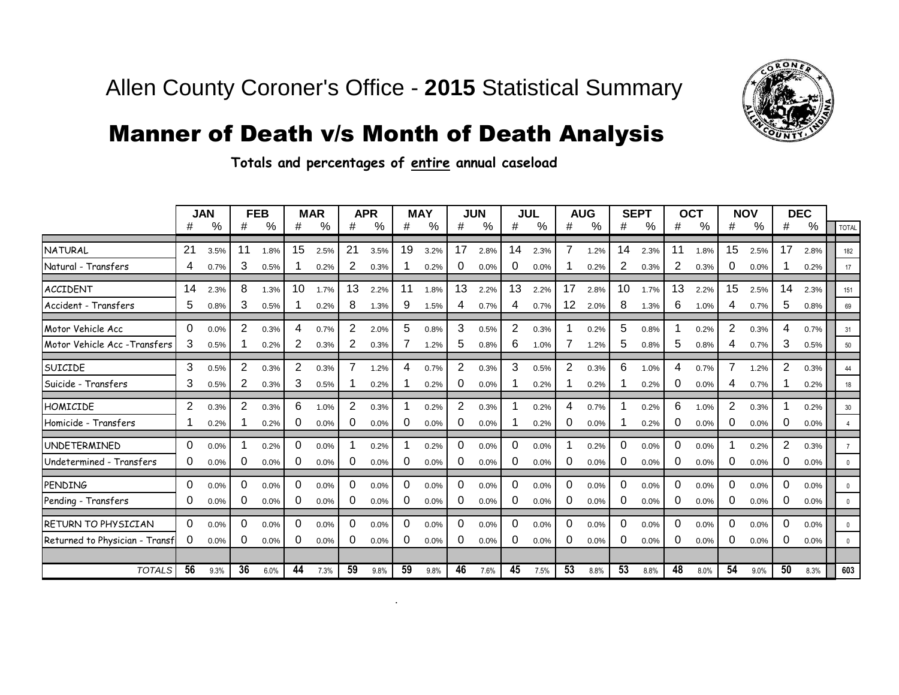# Allen County Coroner's Office - **2015** Statistical Summary

## Manner of Death v/s Month of Death Analysis

**Totals and percentages of entire annual caseload**

| | JAN | | FEB | | MAR | | APR | | MAY | | JUN | | JUL | | AUG | | SEPT | | OCT | | NOV | | DEC | | |
|---|---|---|---|---|---|---|---|---|---|---|---|---|---|---|---|---|---|---|---|---|---|---|---|---|---|
| | # | % | # | % | # | % | # | % | # | % | # | % | # | % | # | % | # | % | # | % | # | % | # | % | TOTAL |
| NATURAL | 21 | 3.5% | 11 | 1.8% | 15 | 2.5% | 21 | 3.5% | 19 | 3.2% | 17 | 2.8% | 14 | 2.3% | 7 | 1.2% | 14 | 2.3% | 11 | 1.8% | 15 | 2.5% | 17 | 2.8% | 182 |
| Natural - Transfers | 4 | 0.7% | 3 | 0.5% | 1 | 0.2% | 2 | 0.3% | 1 | 0.2% | 0 | 0.0% | 0 | 0.0% | 1 | 0.2% | 2 | 0.3% | 2 | 0.3% | 0 | 0.0% | 1 | 0.2% | 17 |
| ACCIDENT | 14 | 2.3% | 8 | 1.3% | 10 | 1.7% | 13 | 2.2% | 11 | 1.8% | 13 | 2.2% | 13 | 2.2% | 17 | 2.8% | 10 | 1.7% | 13 | 2.2% | 15 | 2.5% | 14 | 2.3% | 151 |
| Accident - Transfers | 5 | 0.8% | 3 | 0.5% | 1 | 0.2% | 8 | 1.3% | 9 | 1.5% | 4 | 0.7% | 4 | 0.7% | 12 | 2.0% | 8 | 1.3% | 6 | 1.0% | 4 | 0.7% | 5 | 0.8% | 69 |
| Motor Vehicle Acc | 0 | 0.0% | 2 | 0.3% | 4 | 0.7% | 2 | 2.0% | 5 | 0.8% | 3 | 0.5% | 2 | 0.3% | 1 | 0.2% | 5 | 0.8% | 1 | 0.2% | 2 | 0.3% | 4 | 0.7% | 31 |
| Motor Vehicle Acc -Transfers | 3 | 0.5% | 1 | 0.2% | 2 | 0.3% | 2 | 0.3% | 7 | 1.2% | 5 | 0.8% | 6 | 1.0% | 7 | 1.2% | 5 | 0.8% | 5 | 0.8% | 4 | 0.7% | 3 | 0.5% | 50 |
| SUICIDE | 3 | 0.5% | 2 | 0.3% | 2 | 0.3% | 7 | 1.2% | 4 | 0.7% | 2 | 0.3% | 3 | 0.5% | 2 | 0.3% | 6 | 1.0% | 4 | 0.7% | 7 | 1.2% | 2 | 0.3% | 44 |
| Suicide - Transfers | 3 | 0.5% | 2 | 0.3% | 3 | 0.5% | 1 | 0.2% | 1 | 0.2% | 0 | 0.0% | 1 | 0.2% | 1 | 0.2% | 1 | 0.2% | 0 | 0.0% | 4 | 0.7% | 1 | 0.2% | 18 |
| HOMICIDE | 2 | 0.3% | 2 | 0.3% | 6 | 1.0% | 2 | 0.3% | 1 | 0.2% | 2 | 0.3% | 1 | 0.2% | 4 | 0.7% | 1 | 0.2% | 6 | 1.0% | 2 | 0.3% | 1 | 0.2% | 30 |
| Homicide - Transfers | 1 | 0.2% | 1 | 0.2% | 0 | 0.0% | 0 | 0.0% | 0 | 0.0% | 0 | 0.0% | 1 | 0.2% | 0 | 0.0% | 1 | 0.2% | 0 | 0.0% | 0 | 0.0% | 0 | 0.0% | 4 |
| UNDETERMINED | 0 | 0.0% | 1 | 0.2% | 0 | 0.0% | 1 | 0.2% | 1 | 0.2% | 0 | 0.0% | 0 | 0.0% | 1 | 0.2% | 0 | 0.0% | 0 | 0.0% | 1 | 0.2% | 2 | 0.3% | 7 |
| Undetermined - Transfers | 0 | 0.0% | 0 | 0.0% | 0 | 0.0% | 0 | 0.0% | 0 | 0.0% | 0 | 0.0% | 0 | 0.0% | 0 | 0.0% | 0 | 0.0% | 0 | 0.0% | 0 | 0.0% | 0 | 0.0% | 0 |
| PENDING | 0 | 0.0% | 0 | 0.0% | 0 | 0.0% | 0 | 0.0% | 0 | 0.0% | 0 | 0.0% | 0 | 0.0% | 0 | 0.0% | 0 | 0.0% | 0 | 0.0% | 0 | 0.0% | 0 | 0.0% | 0 |
| Pending - Transfers | 0 | 0.0% | 0 | 0.0% | 0 | 0.0% | 0 | 0.0% | 0 | 0.0% | 0 | 0.0% | 0 | 0.0% | 0 | 0.0% | 0 | 0.0% | 0 | 0.0% | 0 | 0.0% | 0 | 0.0% | 0 |
| RETURN TO PHYSICIAN | 0 | 0.0% | 0 | 0.0% | 0 | 0.0% | 0 | 0.0% | 0 | 0.0% | 0 | 0.0% | 0 | 0.0% | 0 | 0.0% | 0 | 0.0% | 0 | 0.0% | 0 | 0.0% | 0 | 0.0% | 0 |
| Returned to Physician - Transf | 0 | 0.0% | 0 | 0.0% | 0 | 0.0% | 0 | 0.0% | 0 | 0.0% | 0 | 0.0% | 0 | 0.0% | 0 | 0.0% | 0 | 0.0% | 0 | 0.0% | 0 | 0.0% | 0 | 0.0% | 0 |
| *TOTALS* | **56** | 9.3% | **36** | 6.0% | **44** | 7.3% | **59** | 9.8% | **59** | 9.8% | **46** | 7.6% | **45** | 7.5% | **53** | 8.8% | **53** | 8.8% | **48** | 8.0% | **54** | 9.0% | **50** | 8.3% | **603** |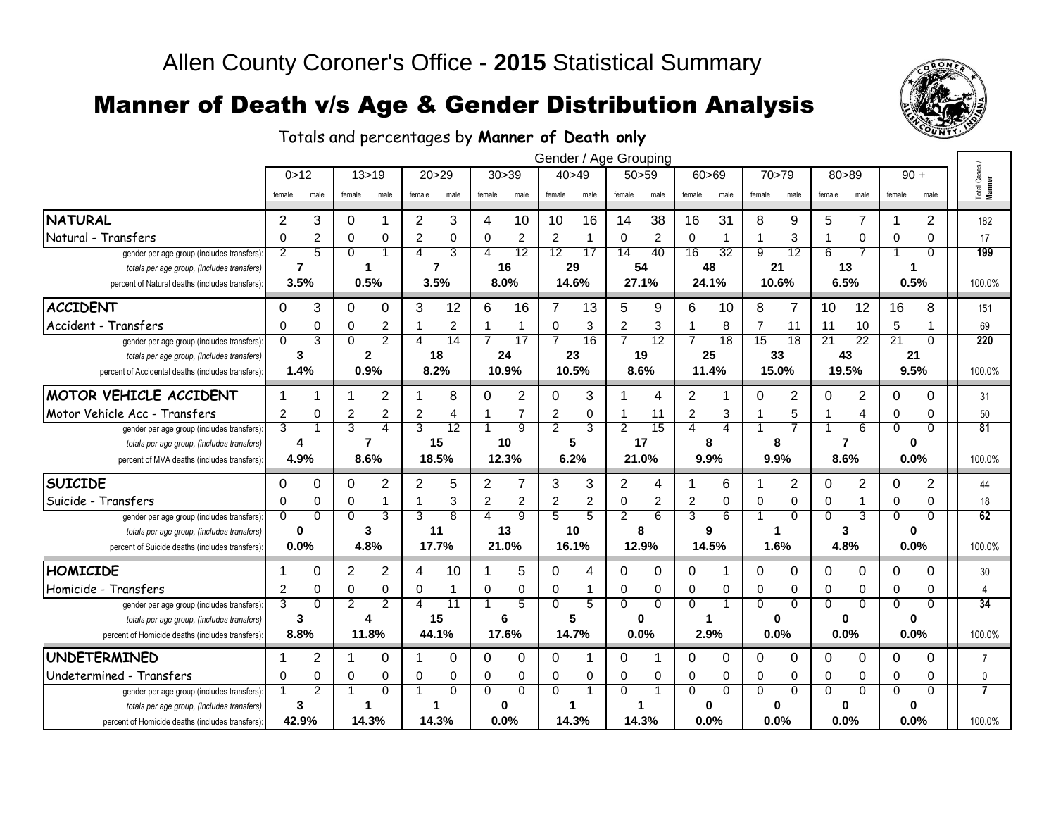# Allen County Coroner's Office - **2015** Statistical Summary

## Manner of Death v/s Age & Gender Distribution Analysis

Totals and percentages by **Manner of Death only**

| | Gender / Age Grouping | | | | | | | | | | | | | | | | | | | | Total Cases / Manner |
|---|---|---|---|---|---|---|---|---|---|---|---|---|---|---|---|---|---|---|---|---|---|
| | 0>12 | | 13>19 | | 20>29 | | 30>39 | | 40>49 | | 50>59 | | 60>69 | | 70>79 | | 80>89 | | 90 + | | |
| | female | male | female | male | female | male | female | male | female | male | female | male | female | male | female | male | female | male | female | male | |
| **NATURAL** | 2 | 3 | 0 | 1 | 2 | 3 | 4 | 10 | 10 | 16 | 14 | 38 | 16 | 31 | 8 | 9 | 5 | 7 | 1 | 2 | 182 |
| Natural - Transfers | 0 | 2 | 0 | 0 | 2 | 0 | 0 | 2 | 2 | 1 | 0 | 2 | 0 | 1 | 1 | 3 | 1 | 0 | 0 | 0 | 17 |
| gender per age group (includes transfers): | 2 | 5 | 0 | 1 | 4 | 3 | 4 | 12 | 12 | 17 | 14 | 40 | 16 | 32 | 9 | 12 | 6 | 7 | 1 | 0 | **199** |
| *totals per age group, (includes transfers)* | **7** | | **1** | | **7** | | **16** | | **29** | | **54** | | **48** | | **21** | | **13** | | **1** | | |
| percent of Natural deaths (includes transfers): | **3.5%** | | **0.5%** | | **3.5%** | | **8.0%** | | **14.6%** | | **27.1%** | | **24.1%** | | **10.6%** | | **6.5%** | | **0.5%** | | 100.0% |
| **ACCIDENT** | 0 | 3 | 0 | 0 | 3 | 12 | 6 | 16 | 7 | 13 | 5 | 9 | 6 | 10 | 8 | 7 | 10 | 12 | 16 | 8 | 151 |
| Accident - Transfers | 0 | 0 | 0 | 2 | 1 | 2 | 1 | 1 | 0 | 3 | 2 | 3 | 1 | 8 | 7 | 11 | 11 | 10 | 5 | 1 | 69 |
| gender per age group (includes transfers): | 0 | 3 | 0 | 2 | 4 | 14 | 7 | 17 | 7 | 16 | 7 | 12 | 7 | 18 | 15 | 18 | 21 | 22 | 21 | 0 | **220** |
| *totals per age group, (includes transfers)* | **3** | | **2** | | **18** | | **24** | | **23** | | **19** | | **25** | | **33** | | **43** | | **21** | | |
| percent of Accidental deaths (includes transfers): | **1.4%** | | **0.9%** | | **8.2%** | | **10.9%** | | **10.5%** | | **8.6%** | | **11.4%** | | **15.0%** | | **19.5%** | | **9.5%** | | 100.0% |
| **MOTOR VEHICLE ACCIDENT** | 1 | 1 | 1 | 2 | 1 | 8 | 0 | 2 | 0 | 3 | 1 | 4 | 2 | 1 | 0 | 2 | 0 | 2 | 0 | 0 | 31 |
| Motor Vehicle Acc - Transfers | 2 | 0 | 2 | 2 | 2 | 4 | 1 | 7 | 2 | 0 | 1 | 11 | 2 | 3 | 1 | 5 | 1 | 4 | 0 | 0 | 50 |
| gender per age group (includes transfers): | 3 | 1 | 3 | 4 | 3 | 12 | 1 | 9 | 2 | 3 | 2 | 15 | 4 | 4 | 1 | 7 | 1 | 6 | 0 | 0 | **81** |
| *totals per age group, (includes transfers)* | **4** | | **7** | | **15** | | **10** | | **5** | | **17** | | **8** | | **8** | | **7** | | **0** | | |
| percent of MVA deaths (includes transfers): | **4.9%** | | **8.6%** | | **18.5%** | | **12.3%** | | **6.2%** | | **21.0%** | | **9.9%** | | **9.9%** | | **8.6%** | | **0.0%** | | 100.0% |
| **SUICIDE** | 0 | 0 | 0 | 2 | 2 | 5 | 2 | 7 | 3 | 3 | 2 | 4 | 1 | 6 | 1 | 2 | 0 | 2 | 0 | 2 | 44 |
| Suicide - Transfers | 0 | 0 | 0 | 1 | 1 | 3 | 2 | 2 | 2 | 2 | 0 | 2 | 2 | 0 | 0 | 0 | 0 | 1 | 0 | 0 | 18 |
| gender per age group (includes transfers): | 0 | 0 | 0 | 3 | 3 | 8 | 4 | 9 | 5 | 5 | 2 | 6 | 3 | 6 | 1 | 0 | 0 | 3 | 0 | 0 | **62** |
| *totals per age group, (includes transfers)* | **0** | | **3** | | **11** | | **13** | | **10** | | **8** | | **9** | | **1** | | **3** | | **0** | | |
| percent of Suicide deaths (includes transfers): | **0.0%** | | **4.8%** | | **17.7%** | | **21.0%** | | **16.1%** | | **12.9%** | | **14.5%** | | **1.6%** | | **4.8%** | | **0.0%** | | 100.0% |
| **HOMICIDE** | 1 | 0 | 2 | 2 | 4 | 10 | 1 | 5 | 0 | 4 | 0 | 0 | 0 | 1 | 0 | 0 | 0 | 0 | 0 | 0 | 30 |
| Homicide - Transfers | 2 | 0 | 0 | 0 | 0 | 1 | 0 | 0 | 0 | 1 | 0 | 0 | 0 | 0 | 0 | 0 | 0 | 0 | 0 | 0 | 4 |
| gender per age group (includes transfers): | 3 | 0 | 2 | 2 | 4 | 11 | 1 | 5 | 0 | 5 | 0 | 0 | 0 | 1 | 0 | 0 | 0 | 0 | 0 | 0 | **34** |
| *totals per age group, (includes transfers)* | **3** | | **4** | | **15** | | **6** | | **5** | | **0** | | **1** | | **0** | | **0** | | **0** | | |
| percent of Homicide deaths (includes transfers): | **8.8%** | | **11.8%** | | **44.1%** | | **17.6%** | | **14.7%** | | **0.0%** | | **2.9%** | | **0.0%** | | **0.0%** | | **0.0%** | | 100.0% |
| **UNDETERMINED** | 1 | 2 | 1 | 0 | 1 | 0 | 0 | 0 | 0 | 1 | 0 | 1 | 0 | 0 | 0 | 0 | 0 | 0 | 0 | 0 | 7 |
| Undetermined - Transfers | 0 | 0 | 0 | 0 | 0 | 0 | 0 | 0 | 0 | 0 | 0 | 0 | 0 | 0 | 0 | 0 | 0 | 0 | 0 | 0 | 0 |
| gender per age group (includes transfers): | 1 | 2 | 1 | 0 | 1 | 0 | 0 | 0 | 0 | 1 | 0 | 1 | 0 | 0 | 0 | 0 | 0 | 0 | 0 | 0 | **7** |
| *totals per age group, (includes transfers)* | **3** | | **1** | | **1** | | **0** | | **1** | | **1** | | **0** | | **0** | | **0** | | **0** | | |
| percent of Homicide deaths (includes transfers): | **42.9%** | | **14.3%** | | **14.3%** | | **0.0%** | | **14.3%** | | **14.3%** | | **0.0%** | | **0.0%** | | **0.0%** | | **0.0%** | | 100.0% |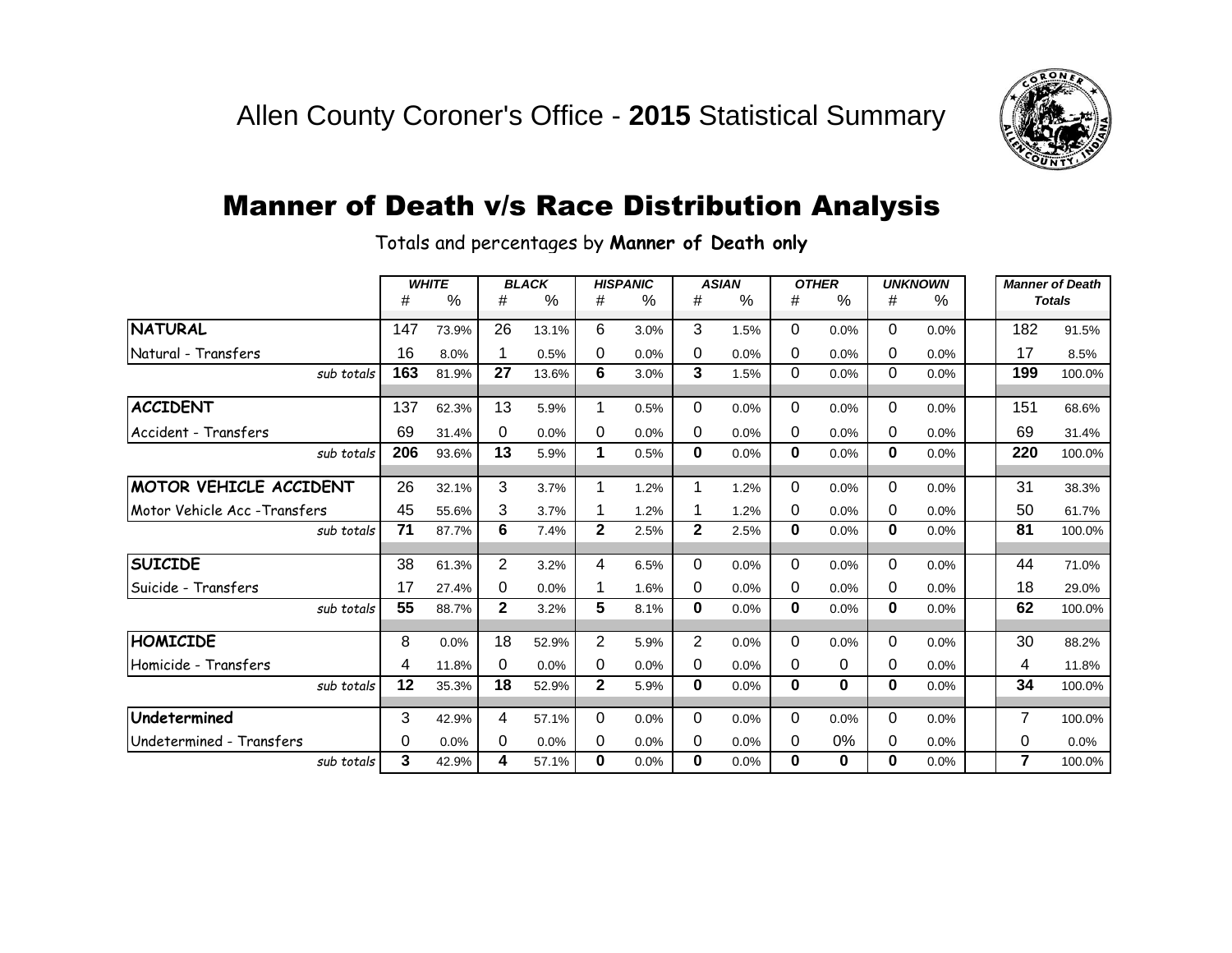# Allen County Coroner's Office - **2015** Statistical Summary

## Manner of Death v/s Race Distribution Analysis

Totals and percentages by **Manner of Death only**

| | WHITE | | BLACK | | HISPANIC | | ASIAN | | OTHER | | UNKNOWN | | Manner of Death Totals | |
|---|---|---|---|---|---|---|---|---|---|---|---|---|---|---|
| | # | % | # | % | # | % | # | % | # | % | # | % | | |
| **NATURAL** | 147 | 73.9% | 26 | 13.1% | 6 | 3.0% | 3 | 1.5% | 0 | 0.0% | 0 | 0.0% | 182 | 91.5% |
| Natural - Transfers | 16 | 8.0% | 1 | 0.5% | 0 | 0.0% | 0 | 0.0% | 0 | 0.0% | 0 | 0.0% | 17 | 8.5% |
| *sub totals* | **163** | 81.9% | **27** | 13.6% | **6** | 3.0% | **3** | 1.5% | 0 | 0.0% | 0 | 0.0% | **199** | 100.0% |
| **ACCIDENT** | 137 | 62.3% | 13 | 5.9% | 1 | 0.5% | 0 | 0.0% | 0 | 0.0% | 0 | 0.0% | 151 | 68.6% |
| Accident - Transfers | 69 | 31.4% | 0 | 0.0% | 0 | 0.0% | 0 | 0.0% | 0 | 0.0% | 0 | 0.0% | 69 | 31.4% |
| *sub totals* | **206** | 93.6% | **13** | 5.9% | **1** | 0.5% | **0** | 0.0% | **0** | 0.0% | **0** | 0.0% | **220** | 100.0% |
| **MOTOR VEHICLE ACCIDENT** | 26 | 32.1% | 3 | 3.7% | 1 | 1.2% | 1 | 1.2% | 0 | 0.0% | 0 | 0.0% | 31 | 38.3% |
| Motor Vehicle Acc -Transfers | 45 | 55.6% | 3 | 3.7% | 1 | 1.2% | 1 | 1.2% | 0 | 0.0% | 0 | 0.0% | 50 | 61.7% |
| *sub totals* | **71** | 87.7% | **6** | 7.4% | **2** | 2.5% | **2** | 2.5% | **0** | 0.0% | **0** | 0.0% | **81** | 100.0% |
| **SUICIDE** | 38 | 61.3% | 2 | 3.2% | 4 | 6.5% | 0 | 0.0% | 0 | 0.0% | 0 | 0.0% | 44 | 71.0% |
| Suicide - Transfers | 17 | 27.4% | 0 | 0.0% | 1 | 1.6% | 0 | 0.0% | 0 | 0.0% | 0 | 0.0% | 18 | 29.0% |
| *sub totals* | **55** | 88.7% | **2** | 3.2% | **5** | 8.1% | **0** | 0.0% | **0** | 0.0% | **0** | 0.0% | **62** | 100.0% |
| **HOMICIDE** | 8 | 0.0% | 18 | 52.9% | 2 | 5.9% | 2 | 0.0% | 0 | 0.0% | 0 | 0.0% | 30 | 88.2% |
| Homicide - Transfers | 4 | 11.8% | 0 | 0.0% | 0 | 0.0% | 0 | 0.0% | 0 | 0 | 0 | 0.0% | 4 | 11.8% |
| *sub totals* | **12** | 35.3% | **18** | 52.9% | **2** | 5.9% | **0** | 0.0% | **0** | **0** | **0** | 0.0% | **34** | 100.0% |
| **Undetermined** | 3 | 42.9% | 4 | 57.1% | 0 | 0.0% | 0 | 0.0% | 0 | 0.0% | 0 | 0.0% | 7 | 100.0% |
| Undetermined - Transfers | 0 | 0.0% | 0 | 0.0% | 0 | 0.0% | 0 | 0.0% | 0 | 0% | 0 | 0.0% | 0 | 0.0% |
| *sub totals* | **3** | 42.9% | **4** | 57.1% | **0** | 0.0% | **0** | 0.0% | **0** | **0** | **0** | 0.0% | **7** | 100.0% |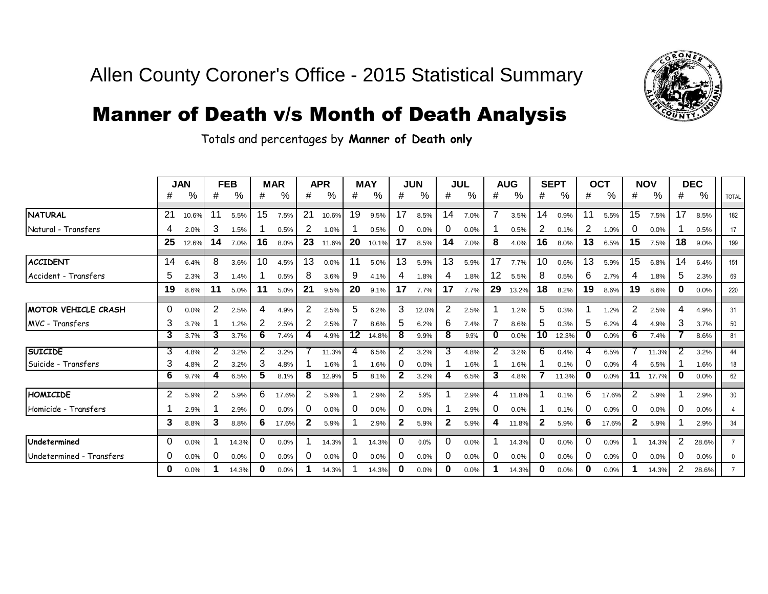# Allen County Coroner's Office - 2015 Statistical Summary

## Manner of Death v/s Month of Death Analysis

Totals and percentages by **Manner of Death only**

| | JAN | | FEB | | MAR | | APR | | MAY | | JUN | | JUL | | AUG | | SEPT | | OCT | | NOV | | DEC | | |
|---|---|---|---|---|---|---|---|---|---|---|---|---|---|---|---|---|---|---|---|---|---|---|---|---|---|
| | # | % | # | % | # | % | # | % | # | % | # | % | # | % | # | % | # | % | # | % | # | % | # | % | TOTAL |
| **NATURAL** | 21 | 10.6% | 11 | 5.5% | 15 | 7.5% | 21 | 10.6% | 19 | 9.5% | 17 | 8.5% | 14 | 7.0% | 7 | 3.5% | 14 | 0.9% | 11 | 5.5% | 15 | 7.5% | 17 | 8.5% | 182 |
| Natural - Transfers | 4 | 2.0% | 3 | 1.5% | 1 | 0.5% | 2 | 1.0% | 1 | 0.5% | 0 | 0.0% | 0 | 0.0% | 1 | 0.5% | 2 | 0.1% | 2 | 1.0% | 0 | 0.0% | 1 | 0.5% | 17 |
| | **25** | 12.6% | **14** | 7.0% | **16** | 8.0% | **23** | 11.6% | **20** | 10.1% | **17** | 8.5% | **14** | 7.0% | **8** | 4.0% | **16** | 8.0% | **13** | 6.5% | **15** | 7.5% | **18** | 9.0% | 199 |
| **ACCIDENT** | 14 | 6.4% | 8 | 3.6% | 10 | 4.5% | 13 | 0.0% | 11 | 5.0% | 13 | 5.9% | 13 | 5.9% | 17 | 7.7% | 10 | 0.6% | 13 | 5.9% | 15 | 6.8% | 14 | 6.4% | 151 |
| Accident - Transfers | 5 | 2.3% | 3 | 1.4% | 1 | 0.5% | 8 | 3.6% | 9 | 4.1% | 4 | 1.8% | 4 | 1.8% | 12 | 5.5% | 8 | 0.5% | 6 | 2.7% | 4 | 1.8% | 5 | 2.3% | 69 |
| | **19** | 8.6% | **11** | 5.0% | **11** | 5.0% | **21** | 9.5% | **20** | 9.1% | **17** | 7.7% | **17** | 7.7% | **29** | 13.2% | **18** | 8.2% | **19** | 8.6% | **19** | 8.6% | **0** | 0.0% | 220 |
| **MOTOR VEHICLE CRASH** | 0 | 0.0% | 2 | 2.5% | 4 | 4.9% | 2 | 2.5% | 5 | 6.2% | 3 | 12.0% | 2 | 2.5% | 1 | 1.2% | 5 | 0.3% | 1 | 1.2% | 2 | 2.5% | 4 | 4.9% | 31 |
| MVC - Transfers | 3 | 3.7% | 1 | 1.2% | 2 | 2.5% | 2 | 2.5% | 7 | 8.6% | 5 | 6.2% | 6 | 7.4% | 7 | 8.6% | 5 | 0.3% | 5 | 6.2% | 4 | 4.9% | 3 | 3.7% | 50 |
| | **3** | 3.7% | **3** | 3.7% | **6** | 7.4% | **4** | 4.9% | **12** | 14.8% | **8** | 9.9% | **8** | 9.9% | **0** | 0.0% | **10** | 12.3% | **0** | 0.0% | **6** | 7.4% | **7** | 8.6% | 81 |
| **SUICIDE** | 3 | 4.8% | 2 | 3.2% | 2 | 3.2% | 7 | 11.3% | 4 | 6.5% | 2 | 3.2% | 3 | 4.8% | 2 | 3.2% | 6 | 0.4% | 4 | 6.5% | 7 | 11.3% | 2 | 3.2% | 44 |
| Suicide - Transfers | 3 | 4.8% | 2 | 3.2% | 3 | 4.8% | 1 | 1.6% | 1 | 1.6% | 0 | 0.0% | 1 | 1.6% | 1 | 1.6% | 1 | 0.1% | 0 | 0.0% | 4 | 6.5% | 1 | 1.6% | 18 |
| | **6** | 9.7% | **4** | 6.5% | **5** | 8.1% | **8** | 12.9% | **5** | 8.1% | **2** | 3.2% | **4** | 6.5% | **3** | 4.8% | **7** | 11.3% | **0** | 0.0% | **11** | 17.7% | **0** | 0.0% | 62 |
| **HOMICIDE** | 2 | 5.9% | 2 | 5.9% | 6 | 17.6% | 2 | 5.9% | 1 | 2.9% | 2 | 5.9% | 1 | 2.9% | 4 | 11.8% | 1 | 0.1% | 6 | 17.6% | 2 | 5.9% | 1 | 2.9% | 30 |
| Homicide - Transfers | 1 | 2.9% | 1 | 2.9% | 0 | 0.0% | 0 | 0.0% | 0 | 0.0% | 0 | 0.0% | 1 | 2.9% | 0 | 0.0% | 1 | 0.1% | 0 | 0.0% | 0 | 0.0% | 0 | 0.0% | 4 |
| | **3** | 8.8% | **3** | 8.8% | **6** | 17.6% | **2** | 5.9% | 1 | 2.9% | **2** | 5.9% | **2** | 5.9% | **4** | 11.8% | **2** | 5.9% | **6** | 17.6% | **2** | 5.9% | 1 | 2.9% | 34 |
| **Undetermined** | 0 | 0.0% | 1 | 14.3% | 0 | 0.0% | 1 | 14.3% | 1 | 14.3% | 0 | 0.0% | 0 | 0.0% | 1 | 14.3% | 0 | 0.0% | 0 | 0.0% | 1 | 14.3% | 2 | 28.6% | 7 |
| Undetermined - Transfers | 0 | 0.0% | 0 | 0.0% | 0 | 0.0% | 0 | 0.0% | 0 | 0.0% | 0 | 0.0% | 0 | 0.0% | 0 | 0.0% | 0 | 0.0% | 0 | 0.0% | 0 | 0.0% | 0 | 0.0% | 0 |
| | **0** | 0.0% | **1** | 14.3% | **0** | 0.0% | **1** | 14.3% | 1 | 14.3% | **0** | 0.0% | **0** | 0.0% | **1** | 14.3% | **0** | 0.0% | **0** | 0.0% | **1** | 14.3% | 2 | 28.6% | 7 |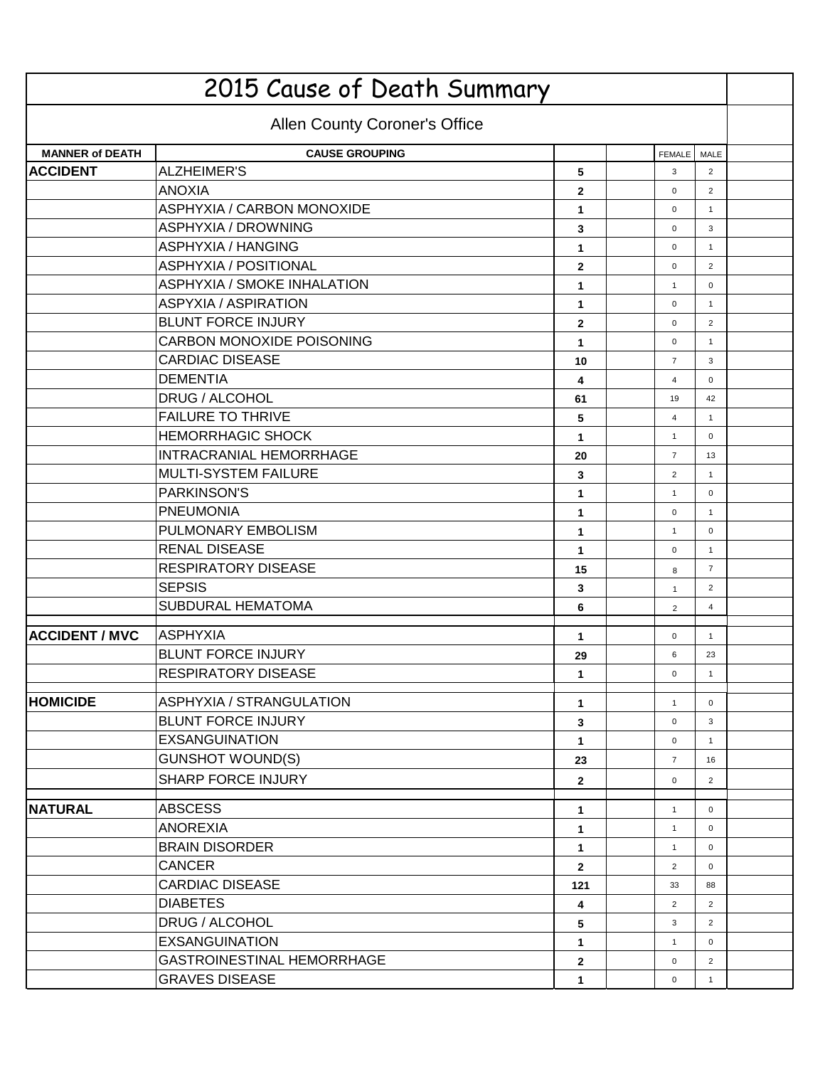# 2015 Cause of Death Summary

## Allen County Coroner's Office

| MANNER of DEATH | CAUSE GROUPING | | | FEMALE | MALE | |
|---|---|---|---|---|---|---|
| **ACCIDENT** | ALZHEIMER'S | **5** | | 3 | 2 | |
| | ANOXIA | **2** | | 0 | 2 | |
| | ASPHYXIA / CARBON MONOXIDE | **1** | | 0 | 1 | |
| | ASPHYXIA / DROWNING | **3** | | 0 | 3 | |
| | ASPHYXIA / HANGING | **1** | | 0 | 1 | |
| | ASPHYXIA / POSITIONAL | **2** | | 0 | 2 | |
| | ASPHYXIA / SMOKE INHALATION | **1** | | 1 | 0 | |
| | ASPYXIA / ASPIRATION | **1** | | 0 | 1 | |
| | BLUNT FORCE INJURY | **2** | | 0 | 2 | |
| | CARBON MONOXIDE POISONING | **1** | | 0 | 1 | |
| | CARDIAC DISEASE | **10** | | 7 | 3 | |
| | DEMENTIA | **4** | | 4 | 0 | |
| | DRUG / ALCOHOL | **61** | | 19 | 42 | |
| | FAILURE TO THRIVE | **5** | | 4 | 1 | |
| | HEMORRHAGIC SHOCK | **1** | | 1 | 0 | |
| | INTRACRANIAL HEMORRHAGE | **20** | | 7 | 13 | |
| | MULTI-SYSTEM FAILURE | **3** | | 2 | 1 | |
| | PARKINSON'S | **1** | | 1 | 0 | |
| | PNEUMONIA | **1** | | 0 | 1 | |
| | PULMONARY EMBOLISM | **1** | | 1 | 0 | |
| | RENAL DISEASE | **1** | | 0 | 1 | |
| | RESPIRATORY DISEASE | **15** | | 8 | 7 | |
| | SEPSIS | **3** | | 1 | 2 | |
| | SUBDURAL HEMATOMA | **6** | | 2 | 4 | |
| | | | | | | |
| **ACCIDENT / MVC** | ASPHYXIA | **1** | | 0 | 1 | |
| | BLUNT FORCE INJURY | **29** | | 6 | 23 | |
| | RESPIRATORY DISEASE | **1** | | 0 | 1 | |
| | | | | | | |
| **HOMICIDE** | ASPHYXIA / STRANGULATION | **1** | | 1 | 0 | |
| | BLUNT FORCE INJURY | **3** | | 0 | 3 | |
| | EXSANGUINATION | **1** | | 0 | 1 | |
| | GUNSHOT WOUND(S) | **23** | | 7 | 16 | |
| | SHARP FORCE INJURY | **2** | | 0 | 2 | |
| | | | | | | |
| **NATURAL** | ABSCESS | **1** | | 1 | 0 | |
| | ANOREXIA | **1** | | 1 | 0 | |
| | BRAIN DISORDER | **1** | | 1 | 0 | |
| | CANCER | **2** | | 2 | 0 | |
| | CARDIAC DISEASE | **121** | | 33 | 88 | |
| | DIABETES | **4** | | 2 | 2 | |
| | DRUG / ALCOHOL | **5** | | 3 | 2 | |
| | EXSANGUINATION | **1** | | 1 | 0 | |
| | GASTROINESTINAL HEMORRHAGE | **2** | | 0 | 2 | |
| | GRAVES DISEASE | **1** | | 0 | 1 | |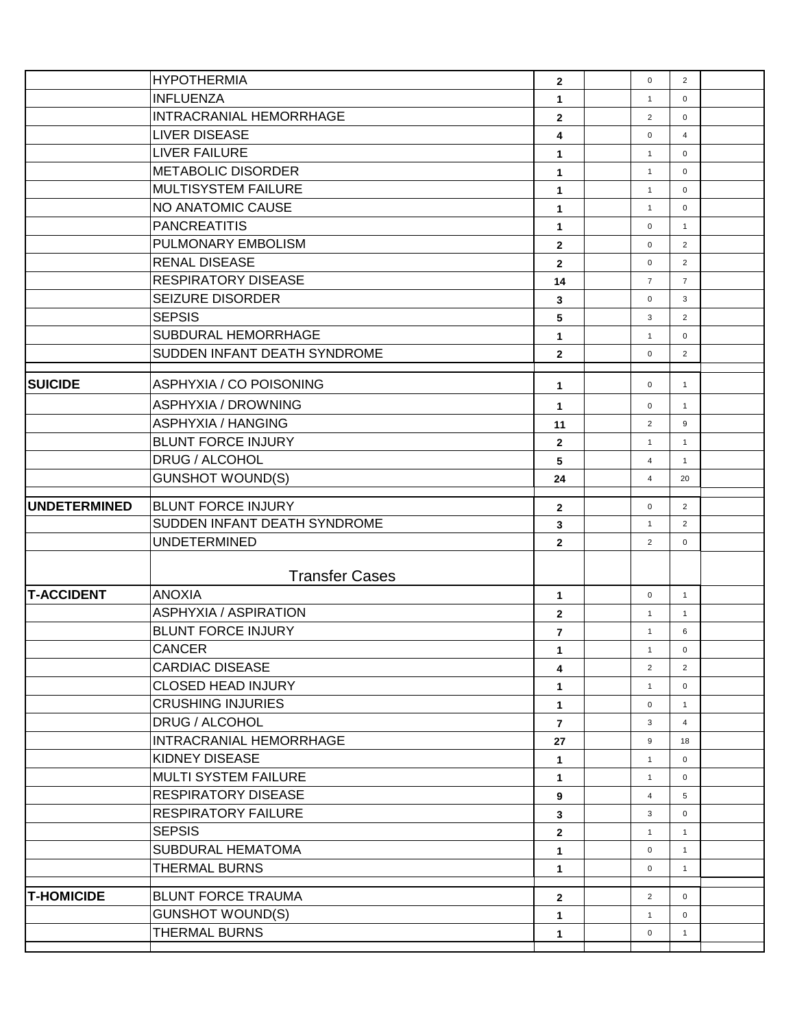| | | | | | | |
|---|---|---|---|---|---|---|
| | HYPOTHERMIA | **2** | | 0 | 2 | |
| | INFLUENZA | **1** | | 1 | 0 | |
| | INTRACRANIAL HEMORRHAGE | **2** | | 2 | 0 | |
| | LIVER DISEASE | **4** | | 0 | 4 | |
| | LIVER FAILURE | **1** | | 1 | 0 | |
| | METABOLIC DISORDER | **1** | | 1 | 0 | |
| | MULTISYSTEM FAILURE | **1** | | 1 | 0 | |
| | NO ANATOMIC CAUSE | **1** | | 1 | 0 | |
| | PANCREATITIS | **1** | | 0 | 1 | |
| | PULMONARY EMBOLISM | **2** | | 0 | 2 | |
| | RENAL DISEASE | **2** | | 0 | 2 | |
| | RESPIRATORY DISEASE | **14** | | 7 | 7 | |
| | SEIZURE DISORDER | **3** | | 0 | 3 | |
| | SEPSIS | **5** | | 3 | 2 | |
| | SUBDURAL HEMORRHAGE | **1** | | 1 | 0 | |
| | SUDDEN INFANT DEATH SYNDROME | **2** | | 0 | 2 | |
| | | | | | | |
| **SUICIDE** | ASPHYXIA / CO POISONING | **1** | | 0 | 1 | |
| | ASPHYXIA / DROWNING | **1** | | 0 | 1 | |
| | ASPHYXIA / HANGING | **11** | | 2 | 9 | |
| | BLUNT FORCE INJURY | **2** | | 1 | 1 | |
| | DRUG / ALCOHOL | **5** | | 4 | 1 | |
| | GUNSHOT WOUND(S) | **24** | | 4 | 20 | |
| | | | | | | |
| **UNDETERMINED** | BLUNT FORCE INJURY | **2** | | 0 | 2 | |
| | SUDDEN INFANT DEATH SYNDROME | **3** | | 1 | 2 | |
| | UNDETERMINED | **2** | | 2 | 0 | |
| | Transfer Cases | | | | | |
| **T-ACCIDENT** | ANOXIA | **1** | | 0 | 1 | |
| | ASPHYXIA / ASPIRATION | **2** | | 1 | 1 | |
| | BLUNT FORCE INJURY | **7** | | 1 | 6 | |
| | CANCER | **1** | | 1 | 0 | |
| | CARDIAC DISEASE | **4** | | 2 | 2 | |
| | CLOSED HEAD INJURY | **1** | | 1 | 0 | |
| | CRUSHING INJURIES | **1** | | 0 | 1 | |
| | DRUG / ALCOHOL | **7** | | 3 | 4 | |
| | INTRACRANIAL HEMORRHAGE | **27** | | 9 | 18 | |
| | KIDNEY DISEASE | **1** | | 1 | 0 | |
| | MULTI SYSTEM FAILURE | **1** | | 1 | 0 | |
| | RESPIRATORY DISEASE | **9** | | 4 | 5 | |
| | RESPIRATORY FAILURE | **3** | | 3 | 0 | |
| | SEPSIS | **2** | | 1 | 1 | |
| | SUBDURAL HEMATOMA | **1** | | 0 | 1 | |
| | THERMAL BURNS | **1** | | 0 | 1 | |
| | | | | | | |
| **T-HOMICIDE** | BLUNT FORCE TRAUMA | **2** | | 2 | 0 | |
| | GUNSHOT WOUND(S) | **1** | | 1 | 0 | |
| | THERMAL BURNS | **1** | | 0 | 1 | |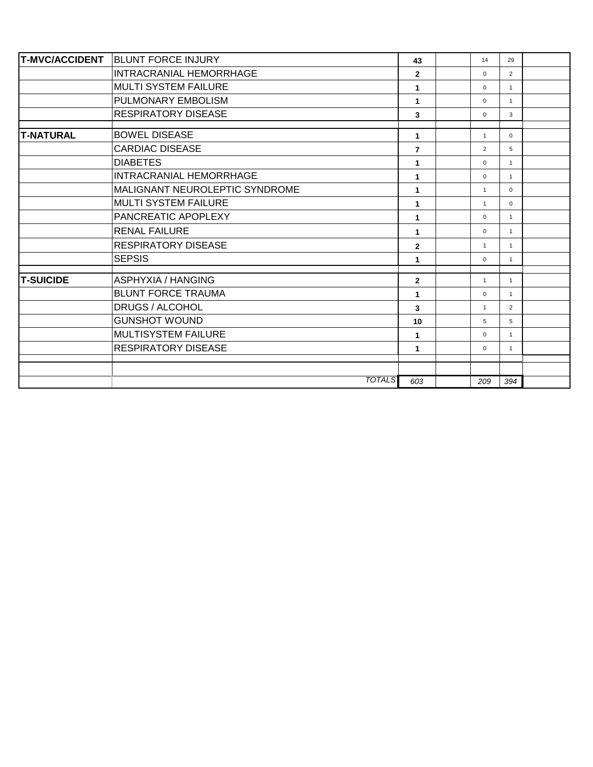| | | | | | | |
|---|---|---|---|---|---|---|
| **T-MVC/ACCIDENT** | BLUNT FORCE INJURY | **43** | | 14 | 29 | |
| | INTRACRANIAL HEMORRHAGE | **2** | | 0 | 2 | |
| | MULTI SYSTEM FAILURE | **1** | | 0 | 1 | |
| | PULMONARY EMBOLISM | **1** | | 0 | 1 | |
| | RESPIRATORY DISEASE | **3** | | 0 | 3 | |
| | | | | | | |
| **T-NATURAL** | BOWEL DISEASE | **1** | | 1 | 0 | |
| | CARDIAC DISEASE | **7** | | 2 | 5 | |
| | DIABETES | **1** | | 0 | 1 | |
| | INTRACRANIAL HEMORRHAGE | **1** | | 0 | 1 | |
| | MALIGNANT NEUROLEPTIC SYNDROME | **1** | | 1 | 0 | |
| | MULTI SYSTEM FAILURE | **1** | | 1 | 0 | |
| | PANCREATIC APOPLEXY | **1** | | 0 | 1 | |
| | RENAL FAILURE | **1** | | 0 | 1 | |
| | RESPIRATORY DISEASE | **2** | | 1 | 1 | |
| | SEPSIS | **1** | | 0 | 1 | |
| | | | | | | |
| **T-SUICIDE** | ASPHYXIA / HANGING | **2** | | 1 | 1 | |
| | BLUNT FORCE TRAUMA | **1** | | 0 | 1 | |
| | DRUGS / ALCOHOL | **3** | | 1 | 2 | |
| | GUNSHOT WOUND | **10** | | 5 | 5 | |
| | MULTISYSTEM FAILURE | **1** | | 0 | 1 | |
| | RESPIRATORY DISEASE | **1** | | 0 | 1 | |
| | | | | | | |
| | *TOTALS* | *603* | | *209* | *394* | |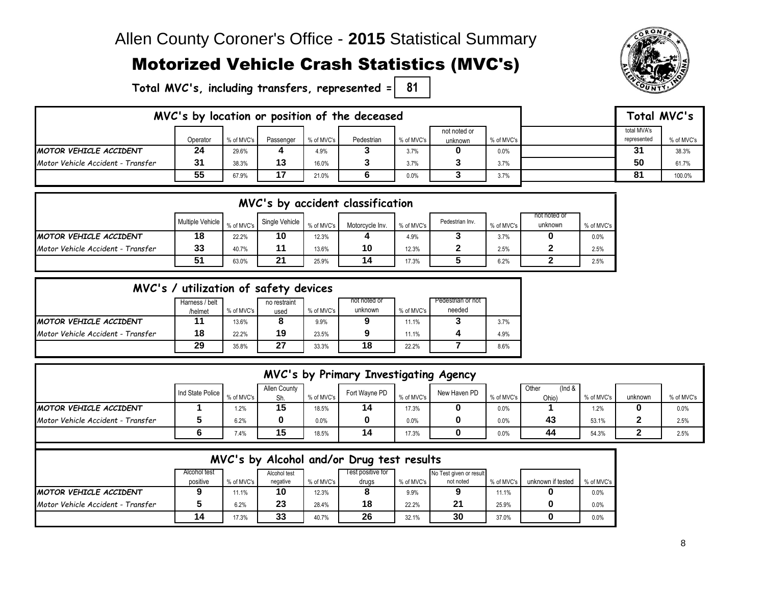# Allen County Coroner's Office - **2015** Statistical Summary

## Motorized Vehicle Crash Statistics (MVC's)

**Total MVC's, including transfers, represented = 81**

### MVC's by location or position of the deceased

| | Operator | % of MVC's | Passenger | % of MVC's | Pedestrian | % of MVC's | not noted or unknown | % of MVC's | Total MVC's: total MVA's represented | % of MVC's |
|---|---|---|---|---|---|---|---|---|---|---|
| ***MOTOR VEHICLE ACCIDENT*** | **24** | 29.6% | **4** | 4.9% | **3** | 3.7% | **0** | 0.0% | **31** | 38.3% |
| *Motor Vehicle Accident - Transfer* | **31** | 38.3% | **13** | 16.0% | **3** | 3.7% | **3** | 3.7% | **50** | 61.7% |
| | **55** | 67.9% | **17** | 21.0% | **6** | 0.0% | **3** | 3.7% | **81** | 100.0% |

### MVC's by accident classification

| | Multiple Vehicle | % of MVC's | Single Vehicle | % of MVC's | Motorcycle Inv. | % of MVC's | Pedestrian Inv. | % of MVC's | not noted or unknown | % of MVC's |
|---|---|---|---|---|---|---|---|---|---|---|
| ***MOTOR VEHICLE ACCIDENT*** | **18** | 22.2% | **10** | 12.3% | **4** | 4.9% | **3** | 3.7% | **0** | 0.0% |
| *Motor Vehicle Accident - Transfer* | **33** | 40.7% | **11** | 13.6% | **10** | 12.3% | **2** | 2.5% | **2** | 2.5% |
| | **51** | 63.0% | **21** | 25.9% | **14** | 17.3% | **5** | 6.2% | **2** | 2.5% |

### MVC's / utilization of safety devices

| | Harness / belt /helmet | % of MVC's | no restraint used | % of MVC's | not noted or unknown | % of MVC's | Pedestrian or not needed | |
|---|---|---|---|---|---|---|---|---|
| ***MOTOR VEHICLE ACCIDENT*** | **11** | 13.6% | **8** | 9.9% | **9** | 11.1% | **3** | 3.7% |
| *Motor Vehicle Accident - Transfer* | **18** | 22.2% | **19** | 23.5% | **9** | 11.1% | **4** | 4.9% |
| | **29** | 35.8% | **27** | 33.3% | **18** | 22.2% | **7** | 8.6% |

### MVC's by Primary Investigating Agency

| | Ind State Police | % of MVC's | Allen County Sh. | % of MVC's | Fort Wayne PD | % of MVC's | New Haven PD | % of MVC's | Other (Ind & Ohio) | % of MVC's | unknown | % of MVC's |
|---|---|---|---|---|---|---|---|---|---|---|---|---|
| ***MOTOR VEHICLE ACCIDENT*** | **1** | 1.2% | **15** | 18.5% | **14** | 17.3% | **0** | 0.0% | **1** | 1.2% | **0** | 0.0% |
| *Motor Vehicle Accident - Transfer* | **5** | 6.2% | **0** | 0.0% | **0** | 0.0% | **0** | 0.0% | **43** | 53.1% | **2** | 2.5% |
| | **6** | 7.4% | **15** | 18.5% | **14** | 17.3% | **0** | 0.0% | **44** | 54.3% | **2** | 2.5% |

### MVC's by Alcohol and/or Drug test results

| | Alcohol test positive | % of MVC's | Alcohol test negative | % of MVC's | Test positive for drugs | % of MVC's | No Test given or result not noted | % of MVC's | unknown if tested | % of MVC's |
|---|---|---|---|---|---|---|---|---|---|---|
| ***MOTOR VEHICLE ACCIDENT*** | **9** | 11.1% | **10** | 12.3% | **8** | 9.9% | **9** | 11.1% | **0** | 0.0% |
| *Motor Vehicle Accident - Transfer* | **5** | 6.2% | **23** | 28.4% | **18** | 22.2% | **21** | 25.9% | **0** | 0.0% |
| | **14** | 17.3% | **33** | 40.7% | **26** | 32.1% | **30** | 37.0% | **0** | 0.0% |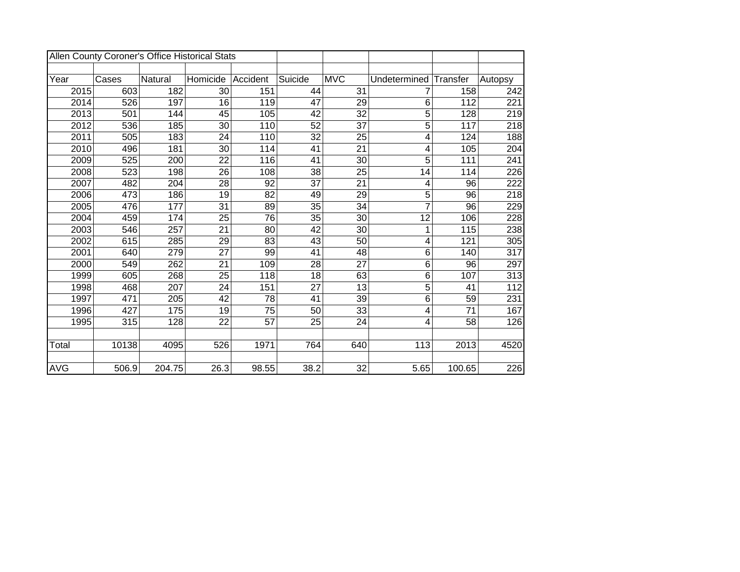Allen County Coroner's Office Historical Stats

| Year | Cases | Natural | Homicide | Accident | Suicide | MVC | Undetermined | Transfer | Autopsy |
|---|---|---|---|---|---|---|---|---|---|
| 2015 | 603 | 182 | 30 | 151 | 44 | 31 | 7 | 158 | 242 |
| 2014 | 526 | 197 | 16 | 119 | 47 | 29 | 6 | 112 | 221 |
| 2013 | 501 | 144 | 45 | 105 | 42 | 32 | 5 | 128 | 219 |
| 2012 | 536 | 185 | 30 | 110 | 52 | 37 | 5 | 117 | 218 |
| 2011 | 505 | 183 | 24 | 110 | 32 | 25 | 4 | 124 | 188 |
| 2010 | 496 | 181 | 30 | 114 | 41 | 21 | 4 | 105 | 204 |
| 2009 | 525 | 200 | 22 | 116 | 41 | 30 | 5 | 111 | 241 |
| 2008 | 523 | 198 | 26 | 108 | 38 | 25 | 14 | 114 | 226 |
| 2007 | 482 | 204 | 28 | 92 | 37 | 21 | 4 | 96 | 222 |
| 2006 | 473 | 186 | 19 | 82 | 49 | 29 | 5 | 96 | 218 |
| 2005 | 476 | 177 | 31 | 89 | 35 | 34 | 7 | 96 | 229 |
| 2004 | 459 | 174 | 25 | 76 | 35 | 30 | 12 | 106 | 228 |
| 2003 | 546 | 257 | 21 | 80 | 42 | 30 | 1 | 115 | 238 |
| 2002 | 615 | 285 | 29 | 83 | 43 | 50 | 4 | 121 | 305 |
| 2001 | 640 | 279 | 27 | 99 | 41 | 48 | 6 | 140 | 317 |
| 2000 | 549 | 262 | 21 | 109 | 28 | 27 | 6 | 96 | 297 |
| 1999 | 605 | 268 | 25 | 118 | 18 | 63 | 6 | 107 | 313 |
| 1998 | 468 | 207 | 24 | 151 | 27 | 13 | 5 | 41 | 112 |
| 1997 | 471 | 205 | 42 | 78 | 41 | 39 | 6 | 59 | 231 |
| 1996 | 427 | 175 | 19 | 75 | 50 | 33 | 4 | 71 | 167 |
| 1995 | 315 | 128 | 22 | 57 | 25 | 24 | 4 | 58 | 126 |
| | | | | | | | | | |
| Total | 10138 | 4095 | 526 | 1971 | 764 | 640 | 113 | 2013 | 4520 |
| | | | | | | | | | |
| AVG | 506.9 | 204.75 | 26.3 | 98.55 | 38.2 | 32 | 5.65 | 100.65 | 226 |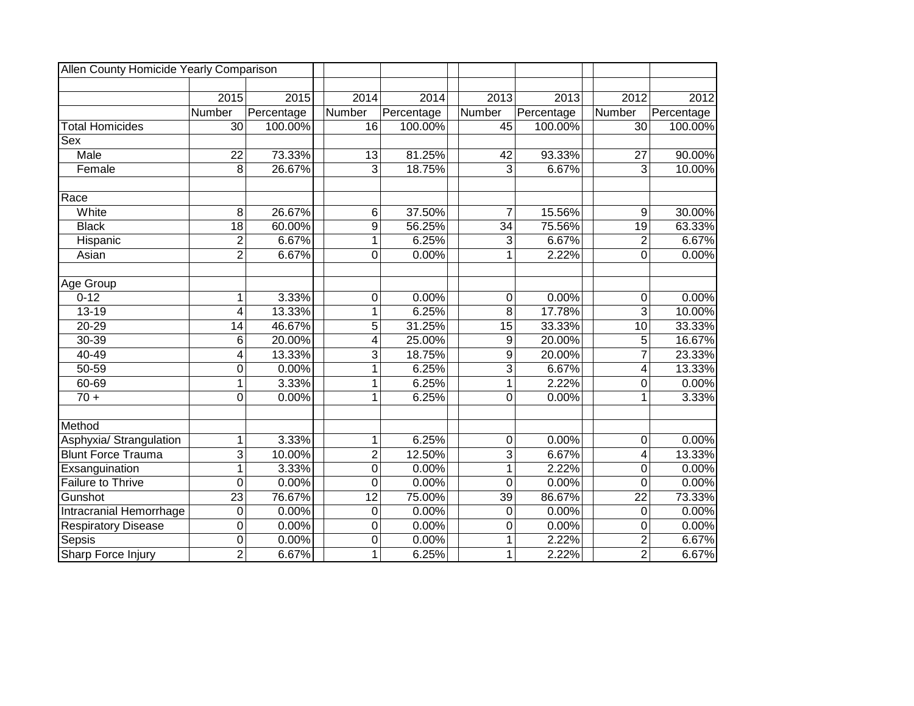| Allen County Homicide Yearly Comparison | | | | | | | | |
|---|---|---|---|---|---|---|---|---|
| | 2015 | 2015 | 2014 | 2014 | 2013 | 2013 | 2012 | 2012 |
| | Number | Percentage | Number | Percentage | Number | Percentage | Number | Percentage |
| Total Homicides | 30 | 100.00% | 16 | 100.00% | 45 | 100.00% | 30 | 100.00% |
| Sex | | | | | | | | |
| Male | 22 | 73.33% | 13 | 81.25% | 42 | 93.33% | 27 | 90.00% |
| Female | 8 | 26.67% | 3 | 18.75% | 3 | 6.67% | 3 | 10.00% |
| | | | | | | | | |
| Race | | | | | | | | |
| White | 8 | 26.67% | 6 | 37.50% | 7 | 15.56% | 9 | 30.00% |
| Black | 18 | 60.00% | 9 | 56.25% | 34 | 75.56% | 19 | 63.33% |
| Hispanic | 2 | 6.67% | 1 | 6.25% | 3 | 6.67% | 2 | 6.67% |
| Asian | 2 | 6.67% | 0 | 0.00% | 1 | 2.22% | 0 | 0.00% |
| | | | | | | | | |
| Age Group | | | | | | | | |
| 0-12 | 1 | 3.33% | 0 | 0.00% | 0 | 0.00% | 0 | 0.00% |
| 13-19 | 4 | 13.33% | 1 | 6.25% | 8 | 17.78% | 3 | 10.00% |
| 20-29 | 14 | 46.67% | 5 | 31.25% | 15 | 33.33% | 10 | 33.33% |
| 30-39 | 6 | 20.00% | 4 | 25.00% | 9 | 20.00% | 5 | 16.67% |
| 40-49 | 4 | 13.33% | 3 | 18.75% | 9 | 20.00% | 7 | 23.33% |
| 50-59 | 0 | 0.00% | 1 | 6.25% | 3 | 6.67% | 4 | 13.33% |
| 60-69 | 1 | 3.33% | 1 | 6.25% | 1 | 2.22% | 0 | 0.00% |
| 70 + | 0 | 0.00% | 1 | 6.25% | 0 | 0.00% | 1 | 3.33% |
| | | | | | | | | |
| Method | | | | | | | | |
| Asphyxia/ Strangulation | 1 | 3.33% | 1 | 6.25% | 0 | 0.00% | 0 | 0.00% |
| Blunt Force Trauma | 3 | 10.00% | 2 | 12.50% | 3 | 6.67% | 4 | 13.33% |
| Exsanguination | 1 | 3.33% | 0 | 0.00% | 1 | 2.22% | 0 | 0.00% |
| Failure to Thrive | 0 | 0.00% | 0 | 0.00% | 0 | 0.00% | 0 | 0.00% |
| Gunshot | 23 | 76.67% | 12 | 75.00% | 39 | 86.67% | 22 | 73.33% |
| Intracranial Hemorrhage | 0 | 0.00% | 0 | 0.00% | 0 | 0.00% | 0 | 0.00% |
| Respiratory Disease | 0 | 0.00% | 0 | 0.00% | 0 | 0.00% | 0 | 0.00% |
| Sepsis | 0 | 0.00% | 0 | 0.00% | 1 | 2.22% | 2 | 6.67% |
| Sharp Force Injury | 2 | 6.67% | 1 | 6.25% | 1 | 2.22% | 2 | 6.67% |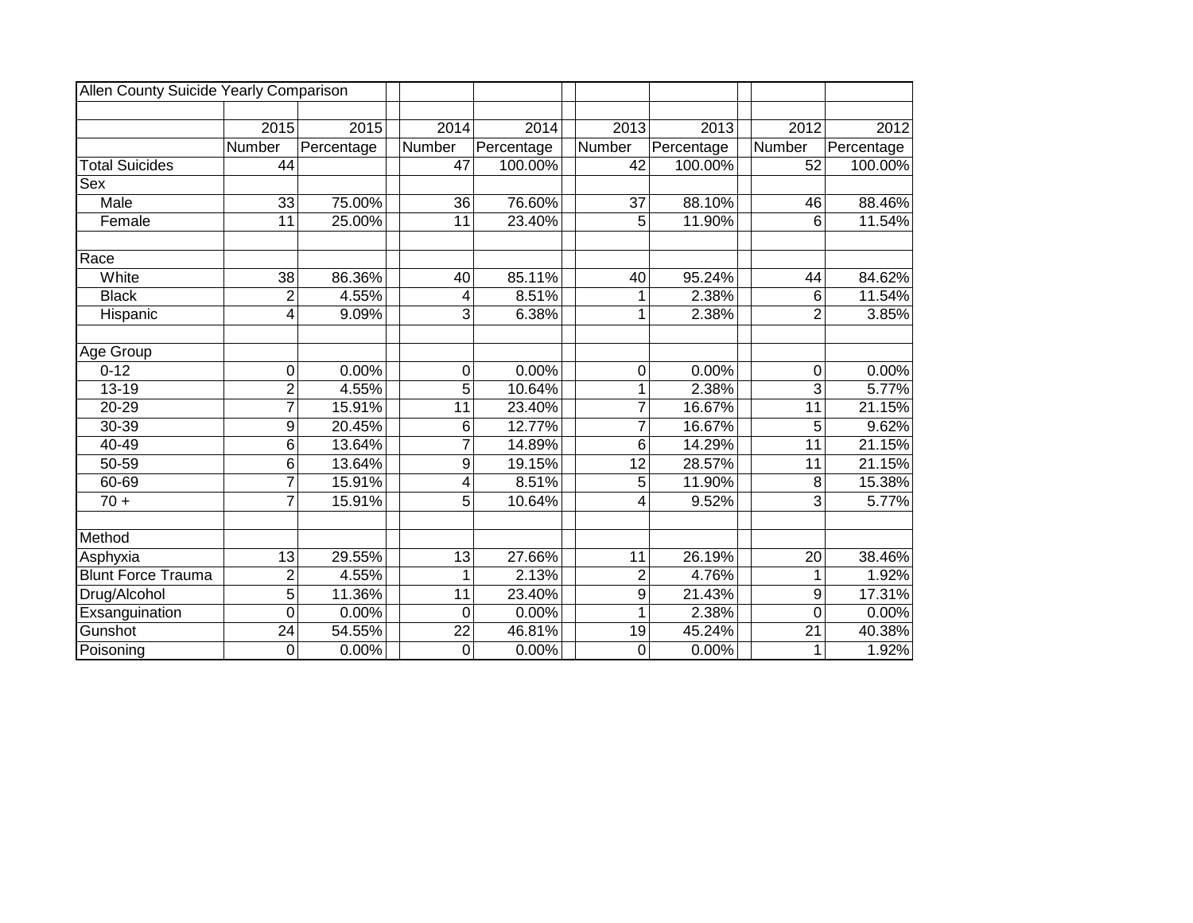| Allen County Suicide Yearly Comparison | | | | | | | | |
|---|---|---|---|---|---|---|---|---|
| | 2015 | 2015 | 2014 | 2014 | 2013 | 2013 | 2012 | 2012 |
| | Number | Percentage | Number | Percentage | Number | Percentage | Number | Percentage |
| Total Suicides | 44 | | 47 | 100.00% | 42 | 100.00% | 52 | 100.00% |
| Sex | | | | | | | | |
| Male | 33 | 75.00% | 36 | 76.60% | 37 | 88.10% | 46 | 88.46% |
| Female | 11 | 25.00% | 11 | 23.40% | 5 | 11.90% | 6 | 11.54% |
| | | | | | | | | |
| Race | | | | | | | | |
| White | 38 | 86.36% | 40 | 85.11% | 40 | 95.24% | 44 | 84.62% |
| Black | 2 | 4.55% | 4 | 8.51% | 1 | 2.38% | 6 | 11.54% |
| Hispanic | 4 | 9.09% | 3 | 6.38% | 1 | 2.38% | 2 | 3.85% |
| | | | | | | | | |
| Age Group | | | | | | | | |
| 0-12 | 0 | 0.00% | 0 | 0.00% | 0 | 0.00% | 0 | 0.00% |
| 13-19 | 2 | 4.55% | 5 | 10.64% | 1 | 2.38% | 3 | 5.77% |
| 20-29 | 7 | 15.91% | 11 | 23.40% | 7 | 16.67% | 11 | 21.15% |
| 30-39 | 9 | 20.45% | 6 | 12.77% | 7 | 16.67% | 5 | 9.62% |
| 40-49 | 6 | 13.64% | 7 | 14.89% | 6 | 14.29% | 11 | 21.15% |
| 50-59 | 6 | 13.64% | 9 | 19.15% | 12 | 28.57% | 11 | 21.15% |
| 60-69 | 7 | 15.91% | 4 | 8.51% | 5 | 11.90% | 8 | 15.38% |
| 70 + | 7 | 15.91% | 5 | 10.64% | 4 | 9.52% | 3 | 5.77% |
| | | | | | | | | |
| Method | | | | | | | | |
| Asphyxia | 13 | 29.55% | 13 | 27.66% | 11 | 26.19% | 20 | 38.46% |
| Blunt Force Trauma | 2 | 4.55% | 1 | 2.13% | 2 | 4.76% | 1 | 1.92% |
| Drug/Alcohol | 5 | 11.36% | 11 | 23.40% | 9 | 21.43% | 9 | 17.31% |
| Exsanguination | 0 | 0.00% | 0 | 0.00% | 1 | 2.38% | 0 | 0.00% |
| Gunshot | 24 | 54.55% | 22 | 46.81% | 19 | 45.24% | 21 | 40.38% |
| Poisoning | 0 | 0.00% | 0 | 0.00% | 0 | 0.00% | 1 | 1.92% |